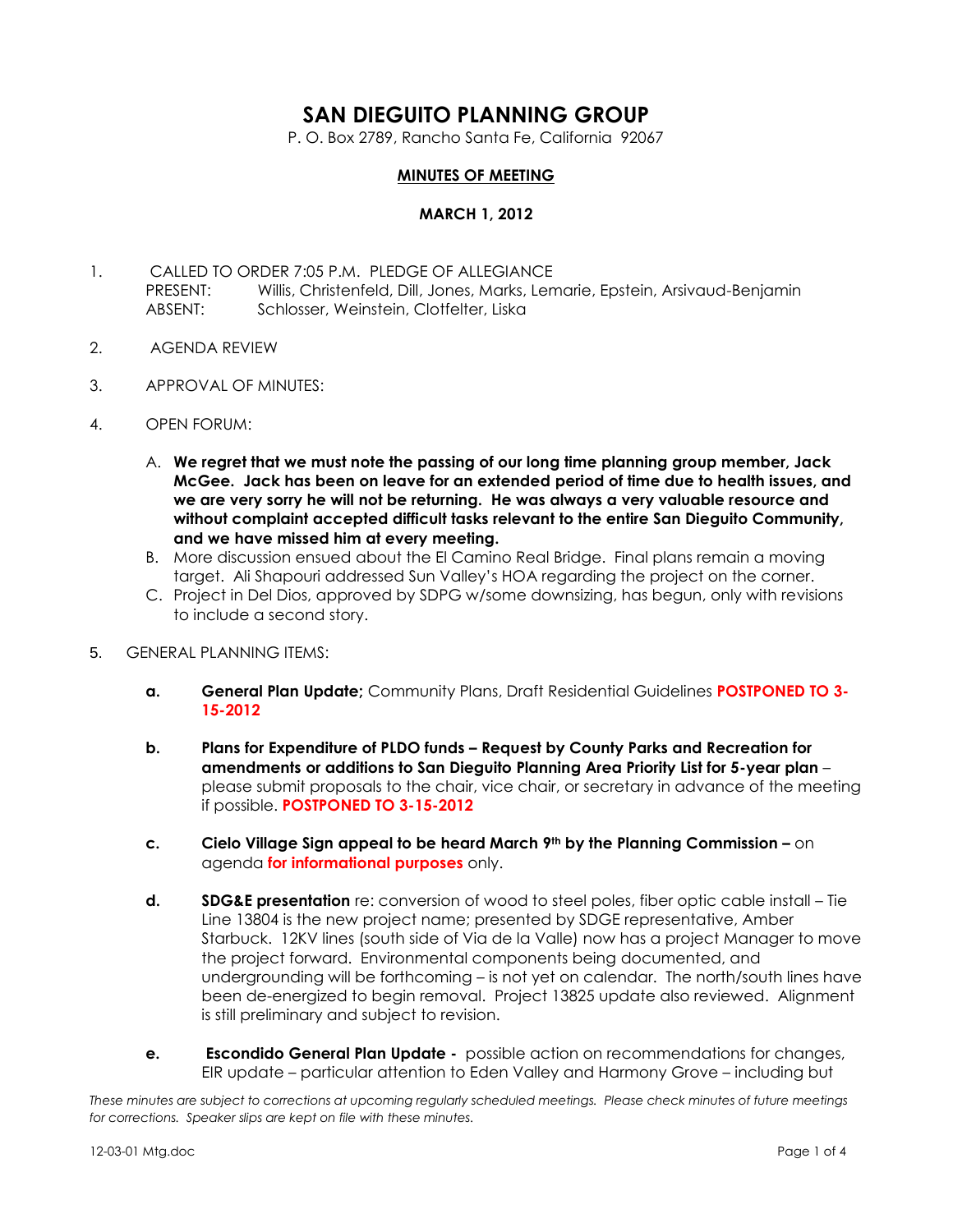# SAN DIEGUITO PLANNING GROUP

P. O. Box 2789, Rancho Santa Fe, California 92067

**MINUTES OF MEETING**

**MARCH 1, 2012**

1. CALLED TO ORDER 7:05 P.M. PLEDGE OF ALLEGIANCE
   PRESENT: Willis, Christenfeld, Dill, Jones, Marks, Lemarie, Epstein, Arsivaud-Benjamin
   ABSENT: Schlosser, Weinstein, Clotfelter, Liska

2. AGENDA REVIEW

3. APPROVAL OF MINUTES:

4. OPEN FORUM:

   A. **We regret that we must note the passing of our long time planning group member, Jack McGee. Jack has been on leave for an extended period of time due to health issues, and we are very sorry he will not be returning. He was always a very valuable resource and without complaint accepted difficult tasks relevant to the entire San Dieguito Community, and we have missed him at every meeting.**
   B. More discussion ensued about the El Camino Real Bridge. Final plans remain a moving target. Ali Shapouri addressed Sun Valley's HOA regarding the project on the corner.
   C. Project in Del Dios, approved by SDPG w/some downsizing, has begun, only with revisions to include a second story.

5. GENERAL PLANNING ITEMS:

   **a.** **General Plan Update;** Community Plans, Draft Residential Guidelines **POSTPONED TO 3-15-2012**

   **b.** **Plans for Expenditure of PLDO funds – Request by County Parks and Recreation for amendments or additions to San Dieguito Planning Area Priority List for 5-year plan** – please submit proposals to the chair, vice chair, or secretary in advance of the meeting if possible. **POSTPONED TO 3-15-2012**

   **c.** **Cielo Village Sign appeal to be heard March 9th by the Planning Commission –** on agenda **for informational purposes** only.

   **d.** **SDG&E presentation** re: conversion of wood to steel poles, fiber optic cable install – Tie Line 13804 is the new project name; presented by SDGE representative, Amber Starbuck. 12KV lines (south side of Via de la Valle) now has a project Manager to move the project forward. Environmental components being documented, and undergrounding will be forthcoming – is not yet on calendar. The north/south lines have been de-energized to begin removal. Project 13825 update also reviewed. Alignment is still preliminary and subject to revision.

   **e.** **Escondido General Plan Update -** possible action on recommendations for changes, EIR update – particular attention to Eden Valley and Harmony Grove – including but

*These minutes are subject to corrections at upcoming regularly scheduled meetings. Please check minutes of future meetings for corrections. Speaker slips are kept on file with these minutes.*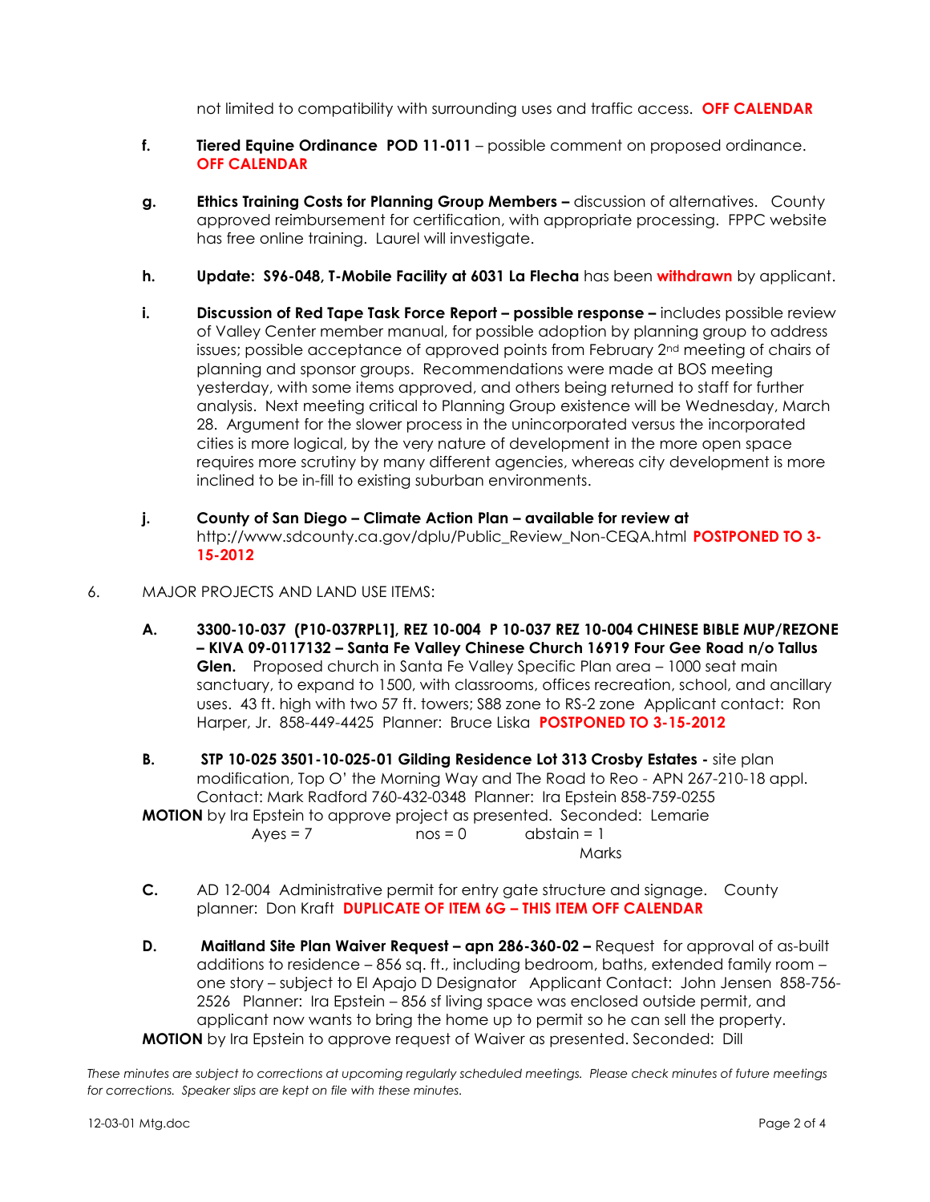not limited to compatibility with surrounding uses and traffic access. **OFF CALENDAR**

**f.** **Tiered Equine Ordinance POD 11-011** – possible comment on proposed ordinance. **OFF CALENDAR**

**g.** **Ethics Training Costs for Planning Group Members –** discussion of alternatives. County approved reimbursement for certification, with appropriate processing. FPPC website has free online training. Laurel will investigate.

**h.** **Update: S96-048, T-Mobile Facility at 6031 La Flecha** has been **withdrawn** by applicant.

**i.** **Discussion of Red Tape Task Force Report – possible response –** includes possible review of Valley Center member manual, for possible adoption by planning group to address issues; possible acceptance of approved points from February 2nd meeting of chairs of planning and sponsor groups. Recommendations were made at BOS meeting yesterday, with some items approved, and others being returned to staff for further analysis. Next meeting critical to Planning Group existence will be Wednesday, March 28. Argument for the slower process in the unincorporated versus the incorporated cities is more logical, by the very nature of development in the more open space requires more scrutiny by many different agencies, whereas city development is more inclined to be in-fill to existing suburban environments.

**j.** **County of San Diego – Climate Action Plan – available for review at** http://www.sdcounty.ca.gov/dplu/Public_Review_Non-CEQA.html **POSTPONED TO 3-15-2012**

6. MAJOR PROJECTS AND LAND USE ITEMS:

**A.** **3300-10-037 (P10-037RPL1], REZ 10-004 P 10-037 REZ 10-004 CHINESE BIBLE MUP/REZONE – KIVA 09-0117132 – Santa Fe Valley Chinese Church 16919 Four Gee Road n/o Tallus Glen.** Proposed church in Santa Fe Valley Specific Plan area – 1000 seat main sanctuary, to expand to 1500, with classrooms, offices recreation, school, and ancillary uses. 43 ft. high with two 57 ft. towers; S88 zone to RS-2 zone Applicant contact: Ron Harper, Jr. 858-449-4425 Planner: Bruce Liska **POSTPONED TO 3-15-2012**

**B.** **STP 10-025 3501-10-025-01 Gilding Residence Lot 313 Crosby Estates -** site plan modification, Top O' the Morning Way and The Road to Reo - APN 267-210-18 appl. Contact: Mark Radford 760-432-0348 Planner: Ira Epstein 858-759-0255

**MOTION** by Ira Epstein to approve project as presented. Seconded: Lemarie

Ayes = 7 nos = 0 abstain = 1
Marks

**C.** AD 12-004 Administrative permit for entry gate structure and signage. County planner: Don Kraft **DUPLICATE OF ITEM 6G – THIS ITEM OFF CALENDAR**

**D.** **Maitland Site Plan Waiver Request – apn 286-360-02 –** Request for approval of as-built additions to residence – 856 sq. ft., including bedroom, baths, extended family room – one story – subject to El Apajo D Designator Applicant Contact: John Jensen 858-756-2526 Planner: Ira Epstein – 856 sf living space was enclosed outside permit, and applicant now wants to bring the home up to permit so he can sell the property.

**MOTION** by Ira Epstein to approve request of Waiver as presented. Seconded: Dill

*These minutes are subject to corrections at upcoming regularly scheduled meetings. Please check minutes of future meetings for corrections. Speaker slips are kept on file with these minutes.*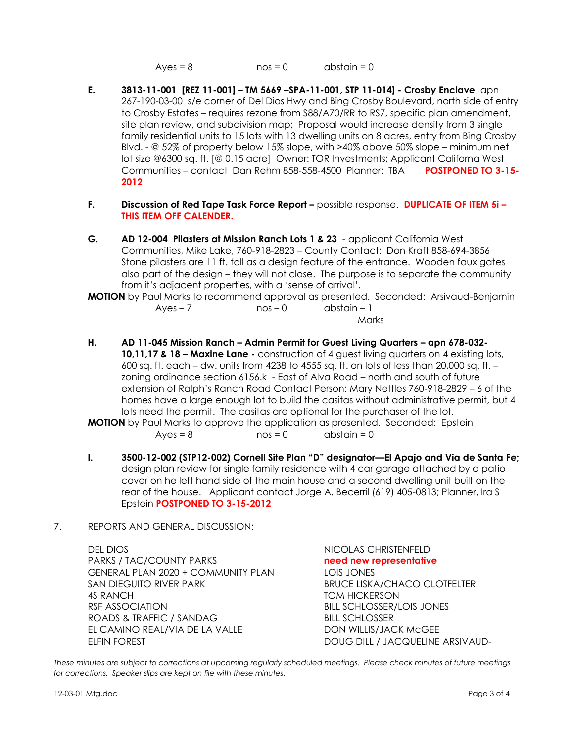Ayes = 8 nos = 0 abstain = 0

**E.** **3813-11-001 [REZ 11-001] – TM 5669 –SPA-11-001, STP 11-014] - Crosby Enclave** apn 267-190-03-00 s/e corner of Del Dios Hwy and Bing Crosby Boulevard, north side of entry to Crosby Estates – requires rezone from S88/A70/RR to RS7, specific plan amendment, site plan review, and subdivision map; Proposal would increase density from 3 single family residential units to 15 lots with 13 dwelling units on 8 acres, entry from Bing Crosby Blvd. - @ 52% of property below 15% slope, with >40% above 50% slope – minimum net lot size @6300 sq. ft. [@ 0.15 acre] Owner: TOR Investments; Applicant Californa West Communities – contact Dan Rehm 858-558-4500 Planner: TBA **POSTPONED TO 3-15-2012**

**F.** **Discussion of Red Tape Task Force Report –** possible response. **DUPLICATE OF ITEM 5i – THIS ITEM OFF CALENDER.**

**G.** **AD 12-004 Pilasters at Mission Ranch Lots 1 & 23** - applicant California West Communities, Mike Lake, 760-918-2823 – County Contact: Don Kraft 858-694-3856 Stone pilasters are 11 ft. tall as a design feature of the entrance. Wooden faux gates also part of the design – they will not close. The purpose is to separate the community from it's adjacent properties, with a 'sense of arrival'.

**MOTION** by Paul Marks to recommend approval as presented. Seconded: Arsivaud-Benjamin

Ayes – 7 nos – 0 abstain – 1
Marks

**H.** **AD 11-045 Mission Ranch – Admin Permit for Guest Living Quarters – apn 678-032-10,11,17 & 18 – Maxine Lane -** construction of 4 guest living quarters on 4 existing lots, 600 sq. ft. each – dw. units from 4238 to 4555 sq. ft. on lots of less than 20,000 sq. ft. – zoning ordinance section 6156.k - East of Alva Road – north and south of future extension of Ralph's Ranch Road Contact Person: Mary Nettles 760-918-2829 – 6 of the homes have a large enough lot to build the casitas without administrative permit, but 4 lots need the permit. The casitas are optional for the purchaser of the lot.

**MOTION** by Paul Marks to approve the application as presented. Seconded: Epstein

Ayes = 8 nos = 0 abstain = 0

**I.** **3500-12-002 (STP12-002) Cornell Site Plan "D" designator—El Apajo and Via de Santa Fe;** design plan review for single family residence with 4 car garage attached by a patio cover on he left hand side of the main house and a second dwelling unit built on the rear of the house. Applicant contact Jorge A. Becerril (619) 405-0813; Planner, Ira S Epstein **POSTPONED TO 3-15-2012**

7. REPORTS AND GENERAL DISCUSSION:

| | |
|---|---|
| DEL DIOS | NICOLAS CHRISTENFELD |
| PARKS / TAC/COUNTY PARKS | **need new representative** |
| GENERAL PLAN 2020 + COMMUNITY PLAN | LOIS JONES |
| SAN DIEGUITO RIVER PARK | BRUCE LISKA/CHACO CLOTFELTER |
| 4S RANCH | TOM HICKERSON |
| RSF ASSOCIATION | BILL SCHLOSSER/LOIS JONES |
| ROADS & TRAFFIC / SANDAG | BILL SCHLOSSER |
| EL CAMINO REAL/VIA DE LA VALLE | DON WILLIS/JACK McGEE |
| ELFIN FOREST | DOUG DILL / JACQUELINE ARSIVAUD- |

*These minutes are subject to corrections at upcoming regularly scheduled meetings. Please check minutes of future meetings for corrections. Speaker slips are kept on file with these minutes.*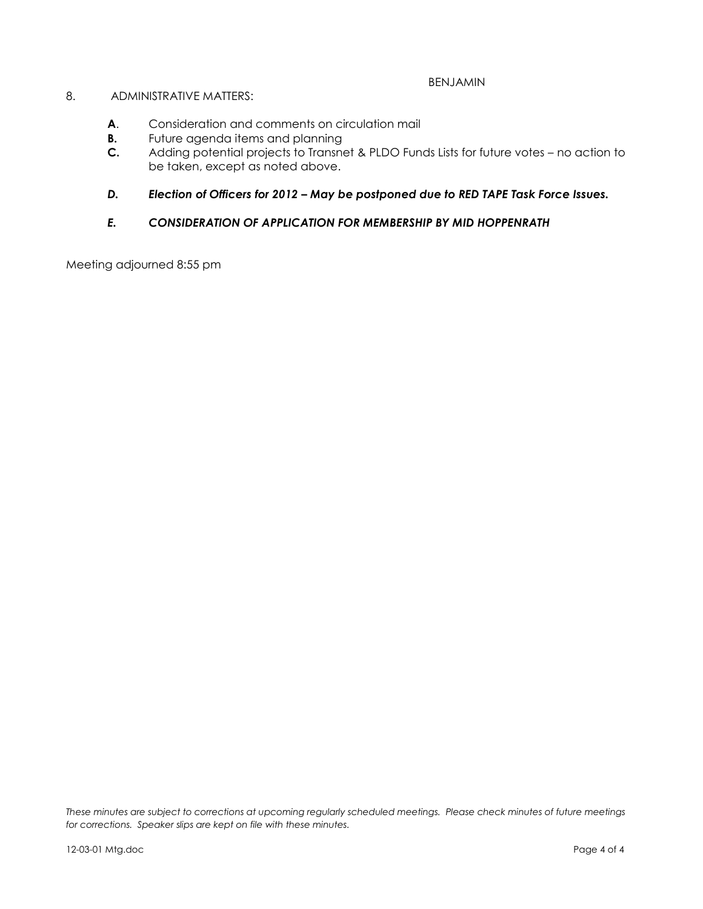BENJAMIN

8. ADMINISTRATIVE MATTERS:

- **A**. Consideration and comments on circulation mail
- **B.** Future agenda items and planning
- **C.** Adding potential projects to Transnet & PLDO Funds Lists for future votes – no action to be taken, except as noted above.
- ***D. Election of Officers for 2012 – May be postponed due to RED TAPE Task Force Issues.***
- ***E. CONSIDERATION OF APPLICATION FOR MEMBERSHIP BY MID HOPPENRATH***

Meeting adjourned 8:55 pm

*These minutes are subject to corrections at upcoming regularly scheduled meetings. Please check minutes of future meetings for corrections. Speaker slips are kept on file with these minutes.*